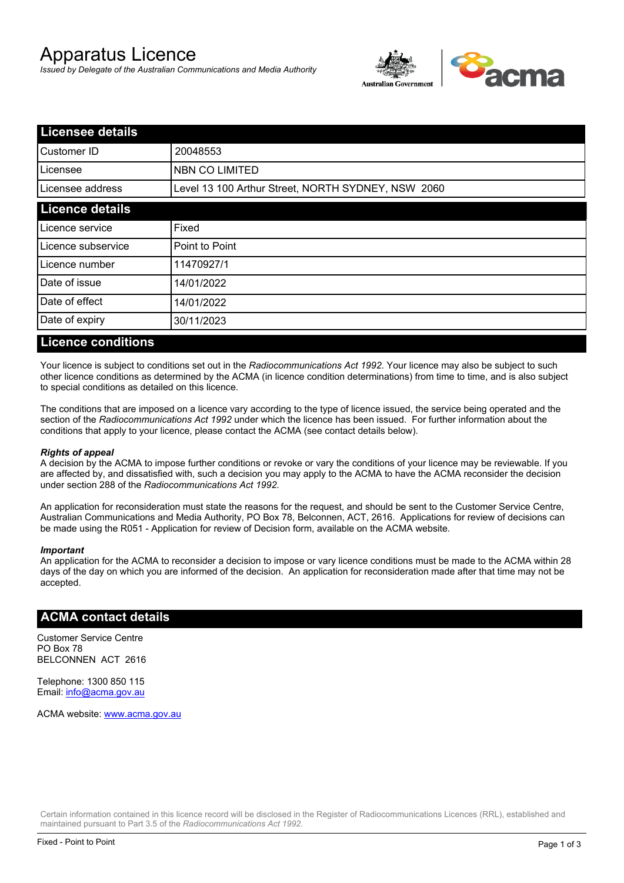# Apparatus Licence

*Issued by Delegate of the Australian Communications and Media Authority*

## Licensee details

| | |
|---|---|
| Customer ID | 20048553 |
| Licensee | NBN CO LIMITED |
| Licensee address | Level 13 100 Arthur Street, NORTH SYDNEY, NSW 2060 |

## Licence details

| | |
|---|---|
| Licence service | Fixed |
| Licence subservice | Point to Point |
| Licence number | 11470927/1 |
| Date of issue | 14/01/2022 |
| Date of effect | 14/01/2022 |
| Date of expiry | 30/11/2023 |

## Licence conditions

Your licence is subject to conditions set out in the *Radiocommunications Act 1992*. Your licence may also be subject to such other licence conditions as determined by the ACMA (in licence condition determinations) from time to time, and is also subject to special conditions as detailed on this licence.

The conditions that are imposed on a licence vary according to the type of licence issued, the service being operated and the section of the *Radiocommunications Act 1992* under which the licence has been issued. For further information about the conditions that apply to your licence, please contact the ACMA (see contact details below).

***Rights of appeal***

A decision by the ACMA to impose further conditions or revoke or vary the conditions of your licence may be reviewable. If you are affected by, and dissatisfied with, such a decision you may apply to the ACMA to have the ACMA reconsider the decision under section 288 of the *Radiocommunications Act 1992*.

An application for reconsideration must state the reasons for the request, and should be sent to the Customer Service Centre, Australian Communications and Media Authority, PO Box 78, Belconnen, ACT, 2616. Applications for review of decisions can be made using the R051 - Application for review of Decision form, available on the ACMA website.

***Important***

An application for the ACMA to reconsider a decision to impose or vary licence conditions must be made to the ACMA within 28 days of the day on which you are informed of the decision. An application for reconsideration made after that time may not be accepted.

## ACMA contact details

Customer Service Centre
PO Box 78
BELCONNEN ACT 2616

Telephone: 1300 850 115
Email: info@acma.gov.au

ACMA website: www.acma.gov.au

Certain information contained in this licence record will be disclosed in the Register of Radiocommunications Licences (RRL), established and maintained pursuant to Part 3.5 of the *Radiocommunications Act 1992.*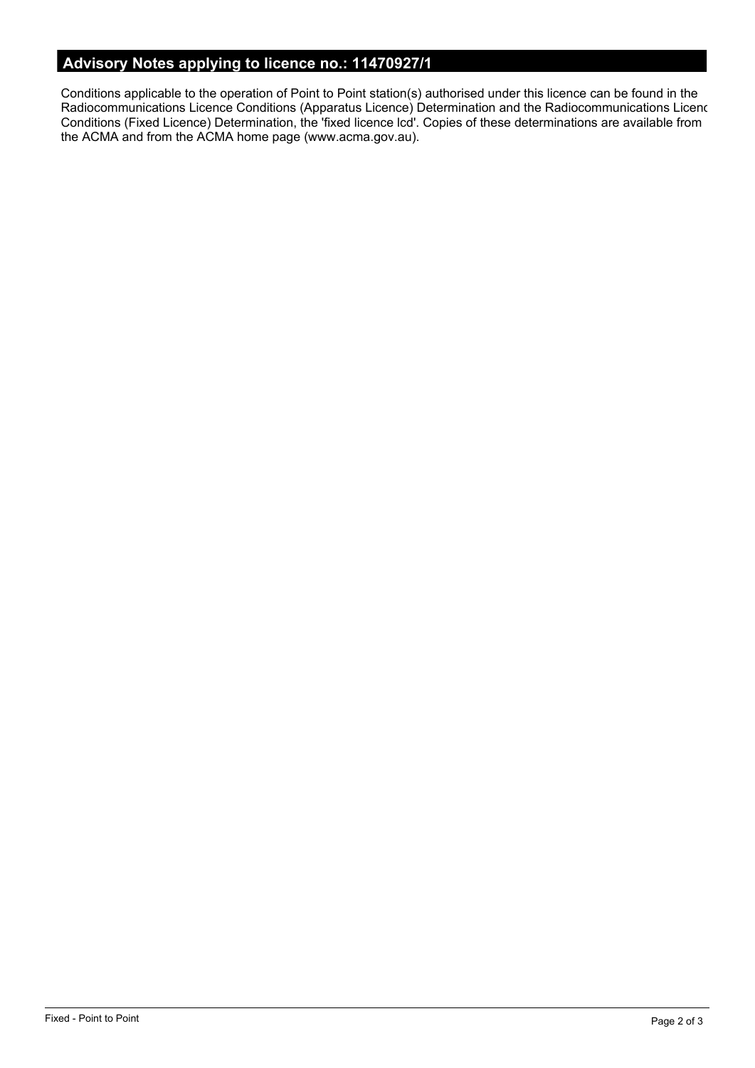## Advisory Notes applying to licence no.: 11470927/1

Conditions applicable to the operation of Point to Point station(s) authorised under this licence can be found in the Radiocommunications Licence Conditions (Apparatus Licence) Determination and the Radiocommunications Licenc Conditions (Fixed Licence) Determination, the 'fixed licence lcd'. Copies of these determinations are available from the ACMA and from the ACMA home page (www.acma.gov.au).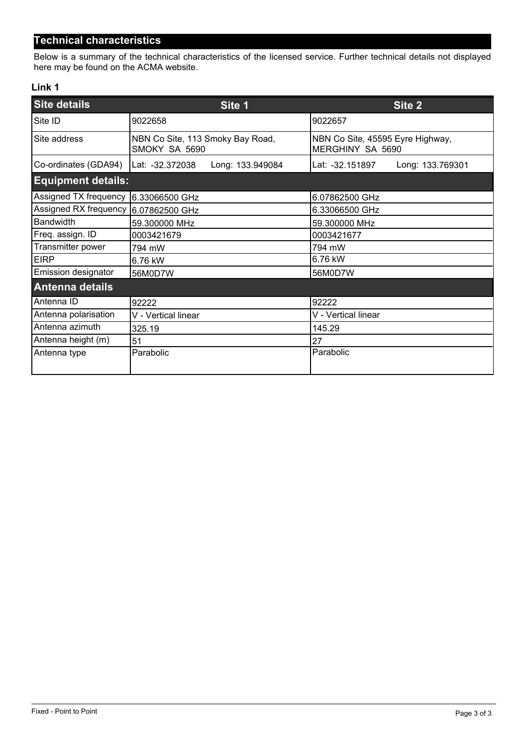## Technical characteristics

Below is a summary of the technical characteristics of the licensed service. Further technical details not displayed here may be found on the ACMA website.

### Link 1

| Site details | Site 1 | Site 2 |
|---|---|---|
| Site ID | 9022658 | 9022657 |
| Site address | NBN Co Site, 113 Smoky Bay Road, SMOKY SA 5690 | NBN Co Site, 45595 Eyre Highway, MERGHINY SA 5690 |
| Co-ordinates (GDA94) | Lat: -32.372038 Long: 133.949084 | Lat: -32.151897 Long: 133.769301 |
| **Equipment details:** | | |
| Assigned TX frequency | 6.33066500 GHz | 6.07862500 GHz |
| Assigned RX frequency | 6.07862500 GHz | 6.33066500 GHz |
| Bandwidth | 59.300000 MHz | 59.300000 MHz |
| Freq. assign. ID | 0003421679 | 0003421677 |
| Transmitter power | 794 mW | 794 mW |
| EIRP | 6.76 kW | 6.76 kW |
| Emission designator | 56M0D7W | 56M0D7W |
| **Antenna details** | | |
| Antenna ID | 92222 | 92222 |
| Antenna polarisation | V - Vertical linear | V - Vertical linear |
| Antenna azimuth | 325.19 | 145.29 |
| Antenna height (m) | 51 | 27 |
| Antenna type | Parabolic | Parabolic |

Fixed - Point to Point